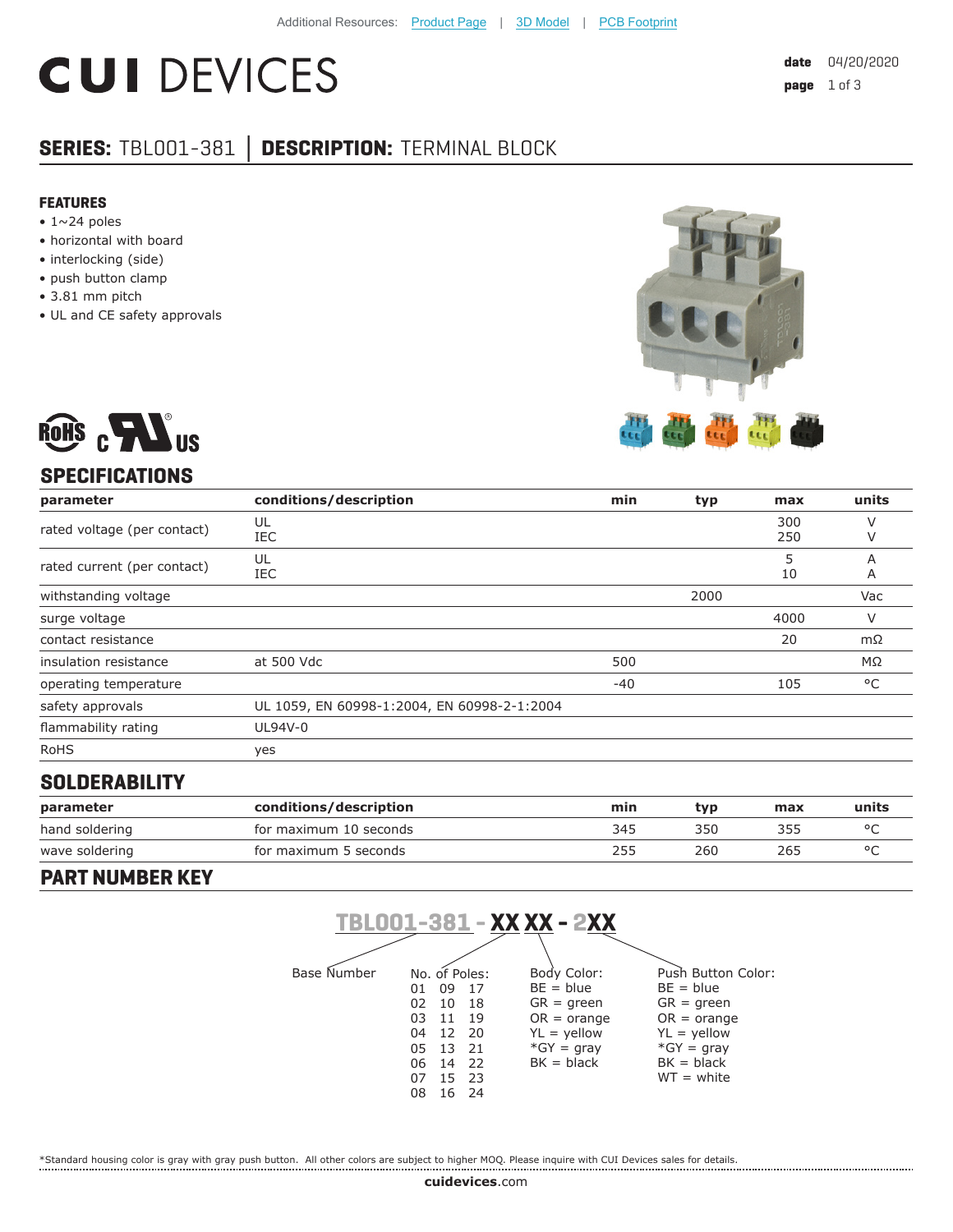Additional Resources: Product Page | 3D Model | PCB Footprint

# CUI DEVICES

date 04/20/2020

## SERIES: TBL001-381 | DESCRIPTION: TERMINAL BLOCK

### FEATURES

- 1~24 poles
- horizontal with board
- interlocking (side)
- push button clamp
- 3.81 mm pitch
- UL and CE safety approvals

## SPECIFICATIONS

| parameter | conditions/description | min | typ | max | units |
|---|---|---|---|---|---|
| rated voltage (per contact) | UL<br>IEC | | | 300<br>250 | V<br>V |
| rated current (per contact) | UL<br>IEC | | | 5<br>10 | A<br>A |
| withstanding voltage | | | 2000 | | Vac |
| surge voltage | | | | 4000 | V |
| contact resistance | | | | 20 | mΩ |
| insulation resistance | at 500 Vdc | 500 | | | MΩ |
| operating temperature | | -40 | | 105 | °C |
| safety approvals | UL 1059, EN 60998-1:2004, EN 60998-2-1:2004 | | | | |
| flammability rating | UL94V-0 | | | | |
| RoHS | yes | | | | |

## SOLDERABILITY

| parameter | conditions/description | min | typ | max | units |
|---|---|---|---|---|---|
| hand soldering | for maximum 10 seconds | 345 | 350 | 355 | °C |
| wave soldering | for maximum 5 seconds | 255 | 260 | 265 | °C |

## PART NUMBER KEY

**TBL001-381 - XX XX - 2XX**

Base Number

No. of Poles:

| | | |
|---|---|---|
| 01 | 09 | 17 |
| 02 | 10 | 18 |
| 03 | 11 | 19 |
| 04 | 12 | 20 |
| 05 | 13 | 21 |
| 06 | 14 | 22 |
| 07 | 15 | 23 |
| 08 | 16 | 24 |

Body Color:
- BE = blue
- GR = green
- OR = orange
- YL = yellow
- *GY = gray
- BK = black

Push Button Color:
- BE = blue
- GR = green
- OR = orange
- YL = yellow
- *GY = gray
- BK = black
- WT = white

*Standard housing color is gray with gray push button. All other colors are subject to higher MOQ. Please inquire with CUI Devices sales for details.

cuidevices.com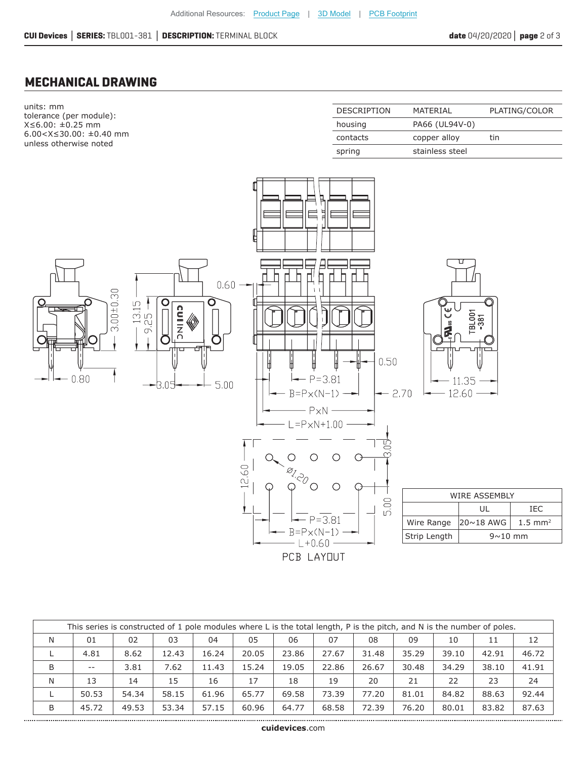Additional Resources: Product Page | 3D Model | PCB Footprint

## MECHANICAL DRAWING

units: mm
tolerance (per module):
X≤6.00: ±0.25 mm
6.00<X≤30.00: ±0.40 mm
unless otherwise noted

| DESCRIPTION | MATERIAL | PLATING/COLOR |
|---|---|---|
| housing | PA66 (UL94V-0) | |
| contacts | copper alloy | tin |
| spring | stainless steel | |

| WIRE ASSEMBLY | | |
|---|---|---|
| | UL | IEC |
| Wire Range | 20~18 AWG | 1.5 mm² |
| Strip Length | 9~10 mm | |

| This series is constructed of 1 pole modules where L is the total length, P is the pitch, and N is the number of poles. | | | | | | | | | | | | |
|---|---|---|---|---|---|---|---|---|---|---|---|---|
| N | 01 | 02 | 03 | 04 | 05 | 06 | 07 | 08 | 09 | 10 | 11 | 12 |
| L | 4.81 | 8.62 | 12.43 | 16.24 | 20.05 | 23.86 | 27.67 | 31.48 | 35.29 | 39.10 | 42.91 | 46.72 |
| B | -- | 3.81 | 7.62 | 11.43 | 15.24 | 19.05 | 22.86 | 26.67 | 30.48 | 34.29 | 38.10 | 41.91 |
| N | 13 | 14 | 15 | 16 | 17 | 18 | 19 | 20 | 21 | 22 | 23 | 24 |
| L | 50.53 | 54.34 | 58.15 | 61.96 | 65.77 | 69.58 | 73.39 | 77.20 | 81.01 | 84.82 | 88.63 | 92.44 |
| B | 45.72 | 49.53 | 53.34 | 57.15 | 60.96 | 64.77 | 68.58 | 72.39 | 76.20 | 80.01 | 83.82 | 87.63 |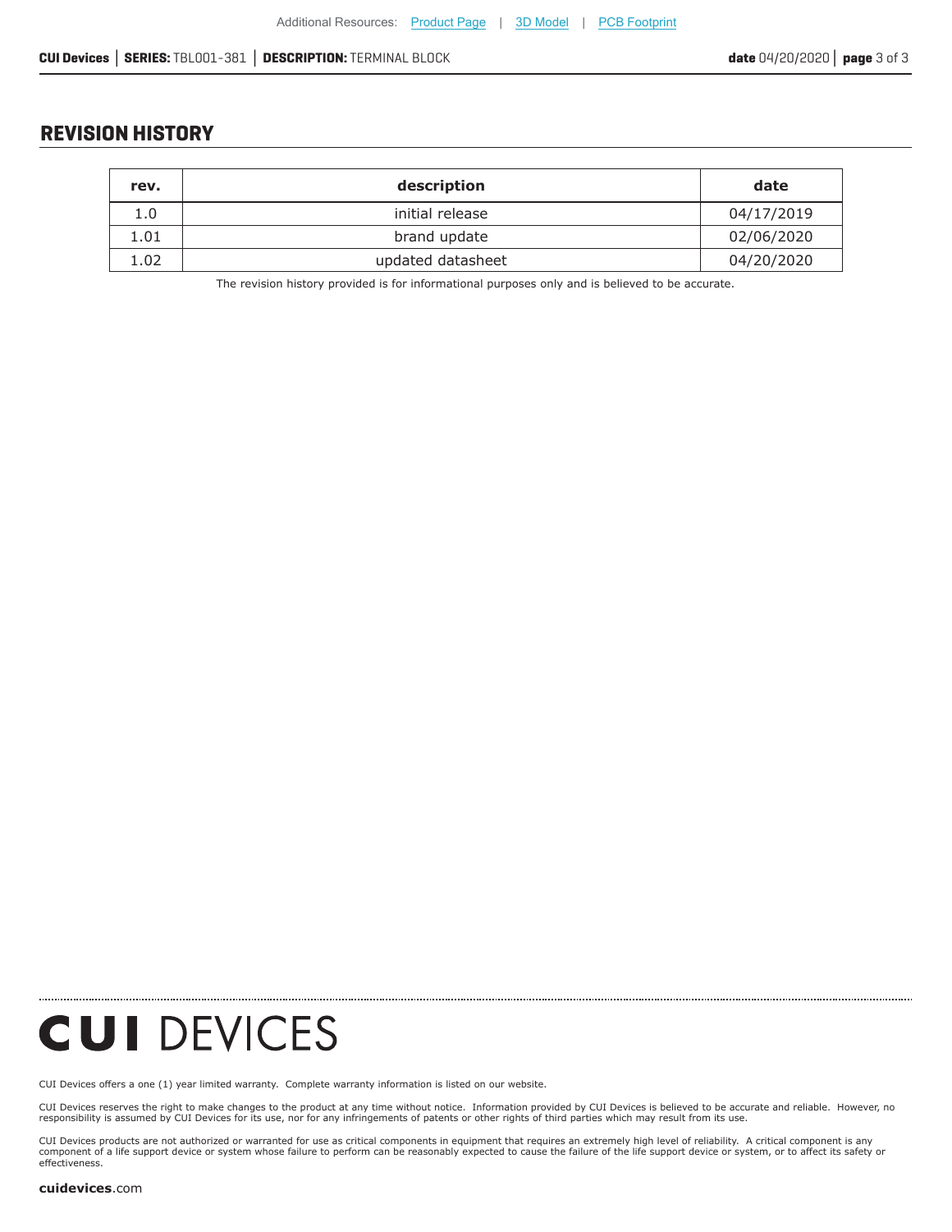## REVISION HISTORY

| rev. | description | date |
| --- | --- | --- |
| 1.0 | initial release | 04/17/2019 |
| 1.01 | brand update | 02/06/2020 |
| 1.02 | updated datasheet | 04/20/2020 |

The revision history provided is for informational purposes only and is believed to be accurate.

**CUI DEVICES**

CUI Devices offers a one (1) year limited warranty. Complete warranty information is listed on our website.

CUI Devices reserves the right to make changes to the product at any time without notice. Information provided by CUI Devices is believed to be accurate and reliable. However, no responsibility is assumed by CUI Devices for its use, nor for any infringements of patents or other rights of third parties which may result from its use.

CUI Devices products are not authorized or warranted for use as critical components in equipment that requires an extremely high level of reliability. A critical component is any component of a life support device or system whose failure to perform can be reasonably expected to cause the failure of the life support device or system, or to affect its safety or effectiveness.

**cuidevices**.com